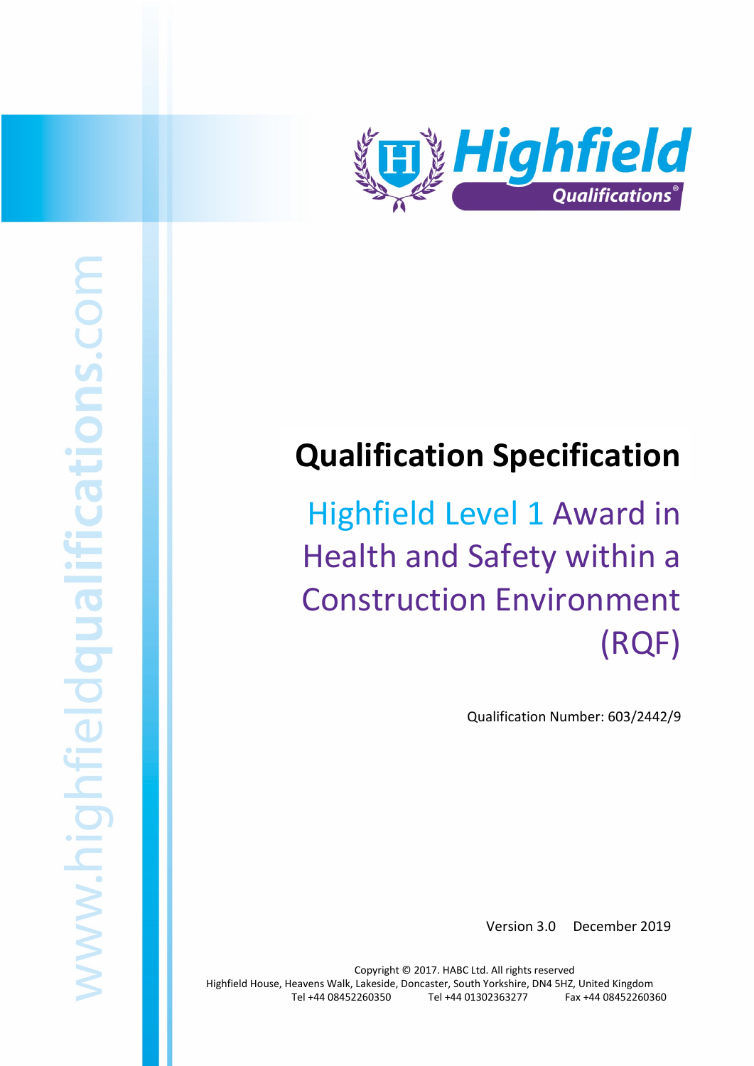# Qualification Specification

## Highfield Level 1 Award in Health and Safety within a Construction Environment (RQF)

Qualification Number: 603/2442/9

Version 3.0 December 2019

Copyright © 2017. HABC Ltd. All rights reserved
Highfield House, Heavens Walk, Lakeside, Doncaster, South Yorkshire, DN4 5HZ, United Kingdom
Tel +44 08452260350 Tel +44 01302363277 Fax +44 08452260360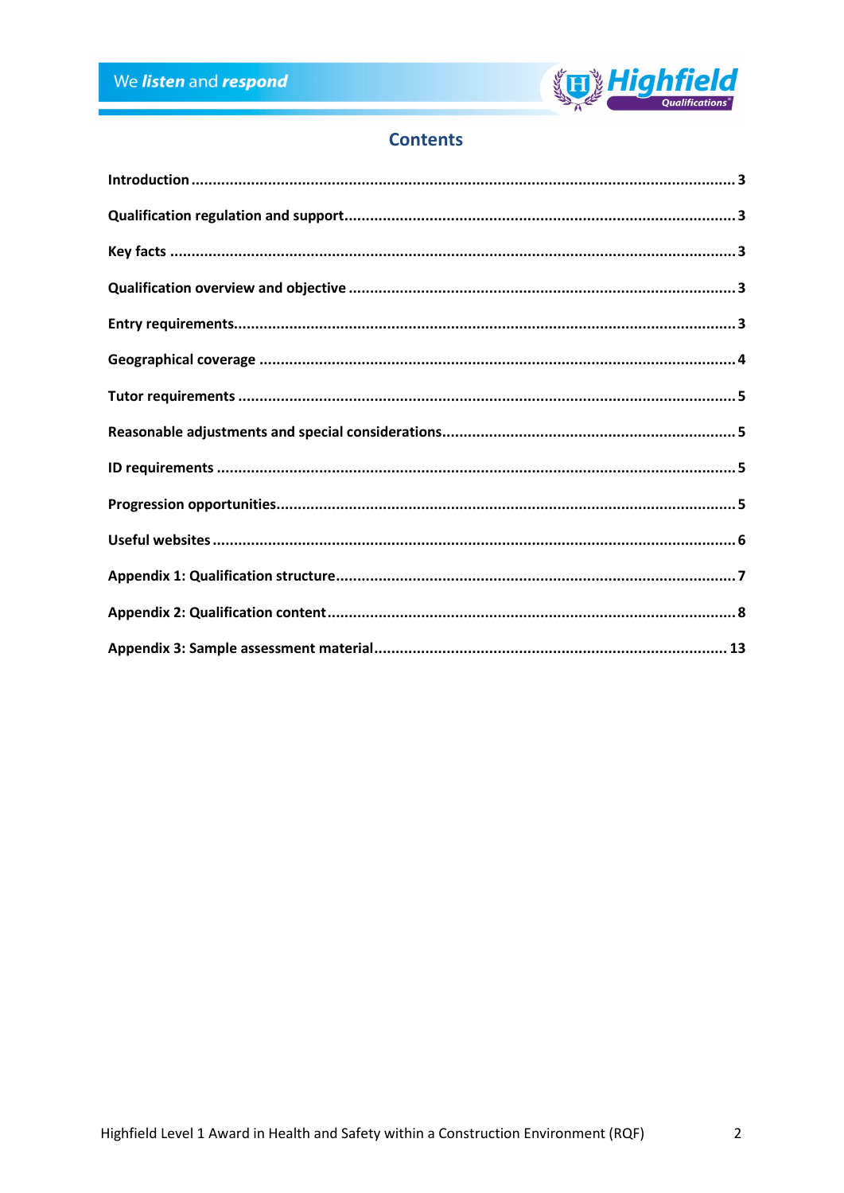# Contents

| | |
|---|---|
| Introduction | 3 |
| Qualification regulation and support | 3 |
| Key facts | 3 |
| Qualification overview and objective | 3 |
| Entry requirements | 3 |
| Geographical coverage | 4 |
| Tutor requirements | 5 |
| Reasonable adjustments and special considerations | 5 |
| ID requirements | 5 |
| Progression opportunities | 5 |
| Useful websites | 6 |
| Appendix 1: Qualification structure | 7 |
| Appendix 2: Qualification content | 8 |
| Appendix 3: Sample assessment material | 13 |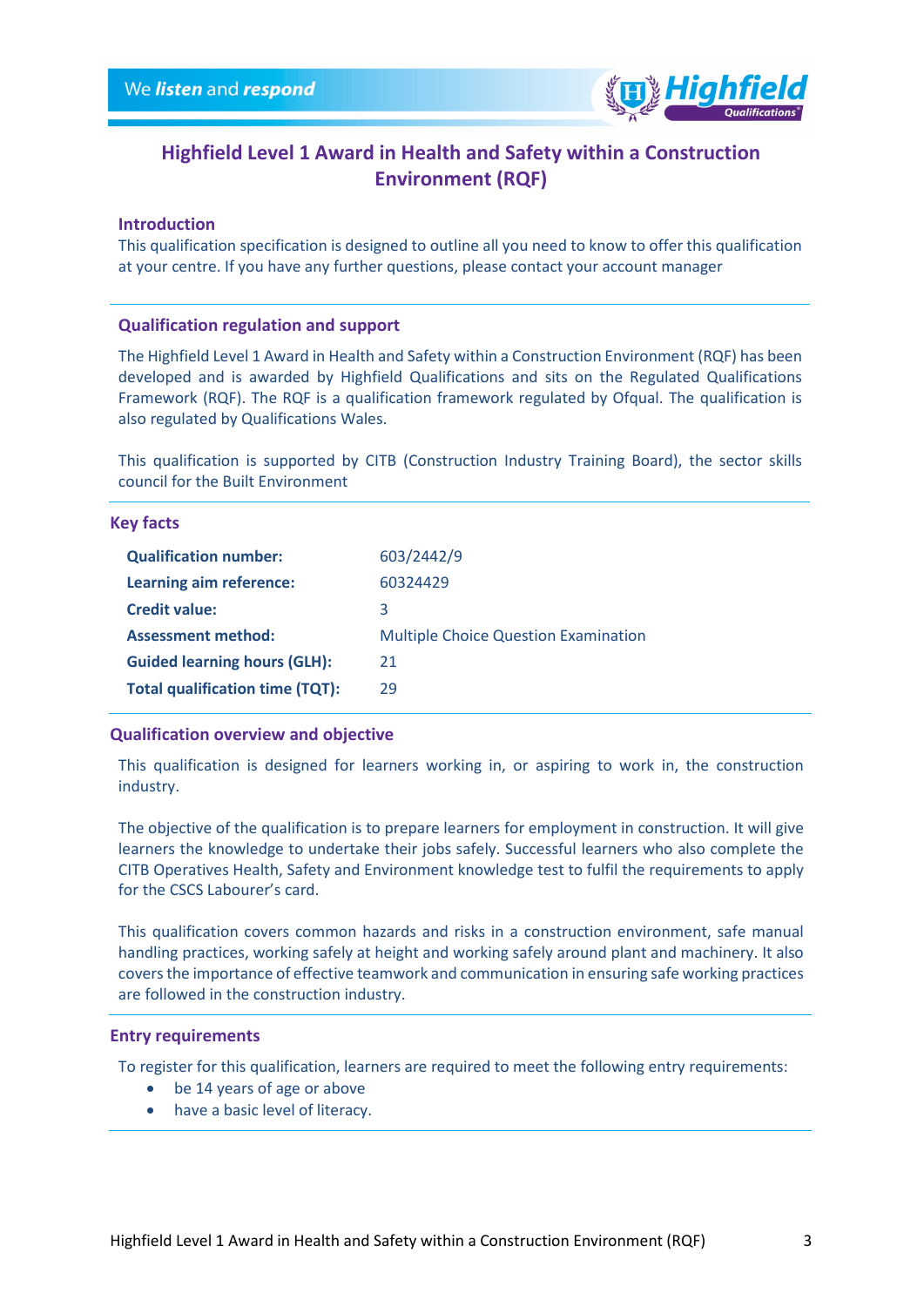# Highfield Level 1 Award in Health and Safety within a Construction Environment (RQF)

## Introduction

This qualification specification is designed to outline all you need to know to offer this qualification at your centre. If you have any further questions, please contact your account manager

## Qualification regulation and support

The Highfield Level 1 Award in Health and Safety within a Construction Environment (RQF) has been developed and is awarded by Highfield Qualifications and sits on the Regulated Qualifications Framework (RQF). The RQF is a qualification framework regulated by Ofqual. The qualification is also regulated by Qualifications Wales.

This qualification is supported by CITB (Construction Industry Training Board), the sector skills council for the Built Environment

## Key facts

| | |
|---|---|
| **Qualification number:** | 603/2442/9 |
| **Learning aim reference:** | 60324429 |
| **Credit value:** | 3 |
| **Assessment method:** | Multiple Choice Question Examination |
| **Guided learning hours (GLH):** | 21 |
| **Total qualification time (TQT):** | 29 |

## Qualification overview and objective

This qualification is designed for learners working in, or aspiring to work in, the construction industry.

The objective of the qualification is to prepare learners for employment in construction. It will give learners the knowledge to undertake their jobs safely. Successful learners who also complete the CITB Operatives Health, Safety and Environment knowledge test to fulfil the requirements to apply for the CSCS Labourer's card.

This qualification covers common hazards and risks in a construction environment, safe manual handling practices, working safely at height and working safely around plant and machinery. It also covers the importance of effective teamwork and communication in ensuring safe working practices are followed in the construction industry.

## Entry requirements

To register for this qualification, learners are required to meet the following entry requirements:

- be 14 years of age or above
- have a basic level of literacy.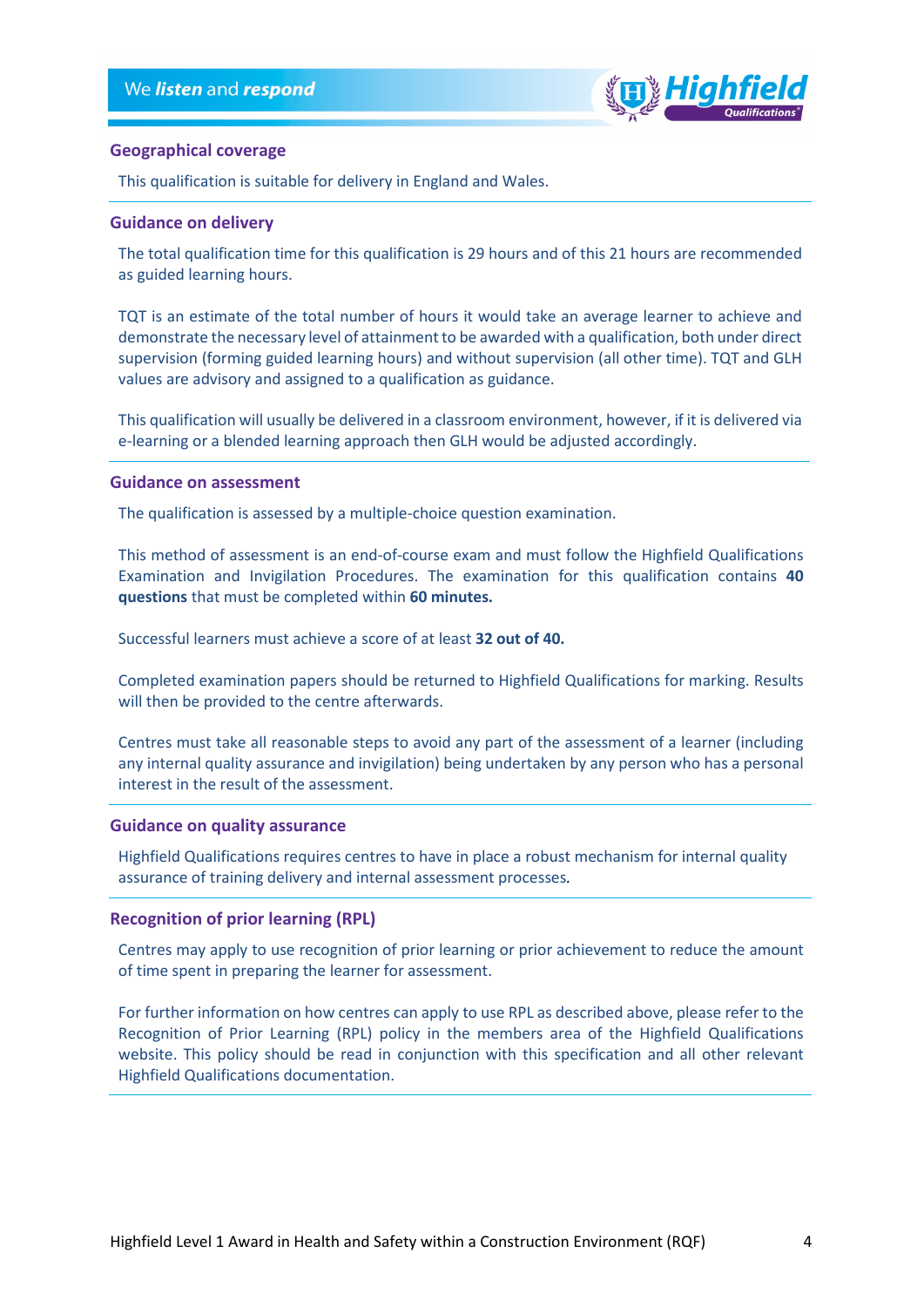## Geographical coverage

This qualification is suitable for delivery in England and Wales.

## Guidance on delivery

The total qualification time for this qualification is 29 hours and of this 21 hours are recommended as guided learning hours.

TQT is an estimate of the total number of hours it would take an average learner to achieve and demonstrate the necessary level of attainment to be awarded with a qualification, both under direct supervision (forming guided learning hours) and without supervision (all other time). TQT and GLH values are advisory and assigned to a qualification as guidance.

This qualification will usually be delivered in a classroom environment, however, if it is delivered via e-learning or a blended learning approach then GLH would be adjusted accordingly.

## Guidance on assessment

The qualification is assessed by a multiple-choice question examination.

This method of assessment is an end-of-course exam and must follow the Highfield Qualifications Examination and Invigilation Procedures. The examination for this qualification contains **40 questions** that must be completed within **60 minutes.**

Successful learners must achieve a score of at least **32 out of 40.**

Completed examination papers should be returned to Highfield Qualifications for marking. Results will then be provided to the centre afterwards.

Centres must take all reasonable steps to avoid any part of the assessment of a learner (including any internal quality assurance and invigilation) being undertaken by any person who has a personal interest in the result of the assessment.

## Guidance on quality assurance

Highfield Qualifications requires centres to have in place a robust mechanism for internal quality assurance of training delivery and internal assessment processes.

## Recognition of prior learning (RPL)

Centres may apply to use recognition of prior learning or prior achievement to reduce the amount of time spent in preparing the learner for assessment.

For further information on how centres can apply to use RPL as described above, please refer to the Recognition of Prior Learning (RPL) policy in the members area of the Highfield Qualifications website. This policy should be read in conjunction with this specification and all other relevant Highfield Qualifications documentation.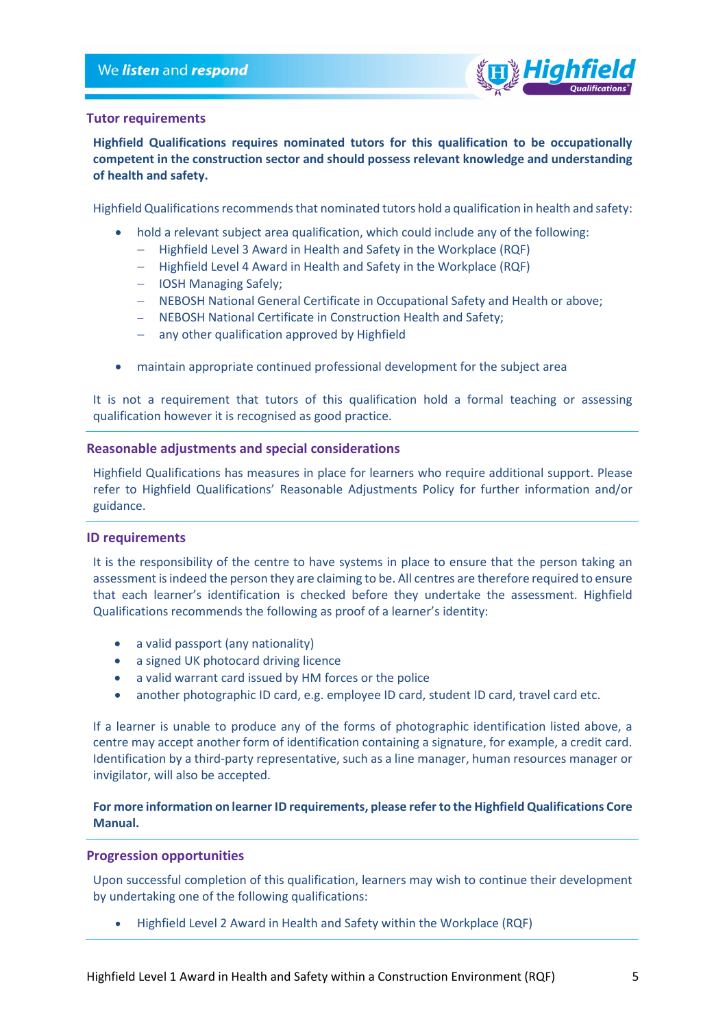## Tutor requirements

**Highfield Qualifications requires nominated tutors for this qualification to be occupationally competent in the construction sector and should possess relevant knowledge and understanding of health and safety.**

Highfield Qualifications recommends that nominated tutors hold a qualification in health and safety:

- hold a relevant subject area qualification, which could include any of the following:
  - Highfield Level 3 Award in Health and Safety in the Workplace (RQF)
  - Highfield Level 4 Award in Health and Safety in the Workplace (RQF)
  - IOSH Managing Safely;
  - NEBOSH National General Certificate in Occupational Safety and Health or above;
  - NEBOSH National Certificate in Construction Health and Safety;
  - any other qualification approved by Highfield
- maintain appropriate continued professional development for the subject area

It is not a requirement that tutors of this qualification hold a formal teaching or assessing qualification however it is recognised as good practice.

## Reasonable adjustments and special considerations

Highfield Qualifications has measures in place for learners who require additional support. Please refer to Highfield Qualifications' Reasonable Adjustments Policy for further information and/or guidance.

## ID requirements

It is the responsibility of the centre to have systems in place to ensure that the person taking an assessment is indeed the person they are claiming to be. All centres are therefore required to ensure that each learner's identification is checked before they undertake the assessment. Highfield Qualifications recommends the following as proof of a learner's identity:

- a valid passport (any nationality)
- a signed UK photocard driving licence
- a valid warrant card issued by HM forces or the police
- another photographic ID card, e.g. employee ID card, student ID card, travel card etc.

If a learner is unable to produce any of the forms of photographic identification listed above, a centre may accept another form of identification containing a signature, for example, a credit card. Identification by a third-party representative, such as a line manager, human resources manager or invigilator, will also be accepted.

**For more information on learner ID requirements, please refer to the Highfield Qualifications Core Manual.**

## Progression opportunities

Upon successful completion of this qualification, learners may wish to continue their development by undertaking one of the following qualifications:

- Highfield Level 2 Award in Health and Safety within the Workplace (RQF)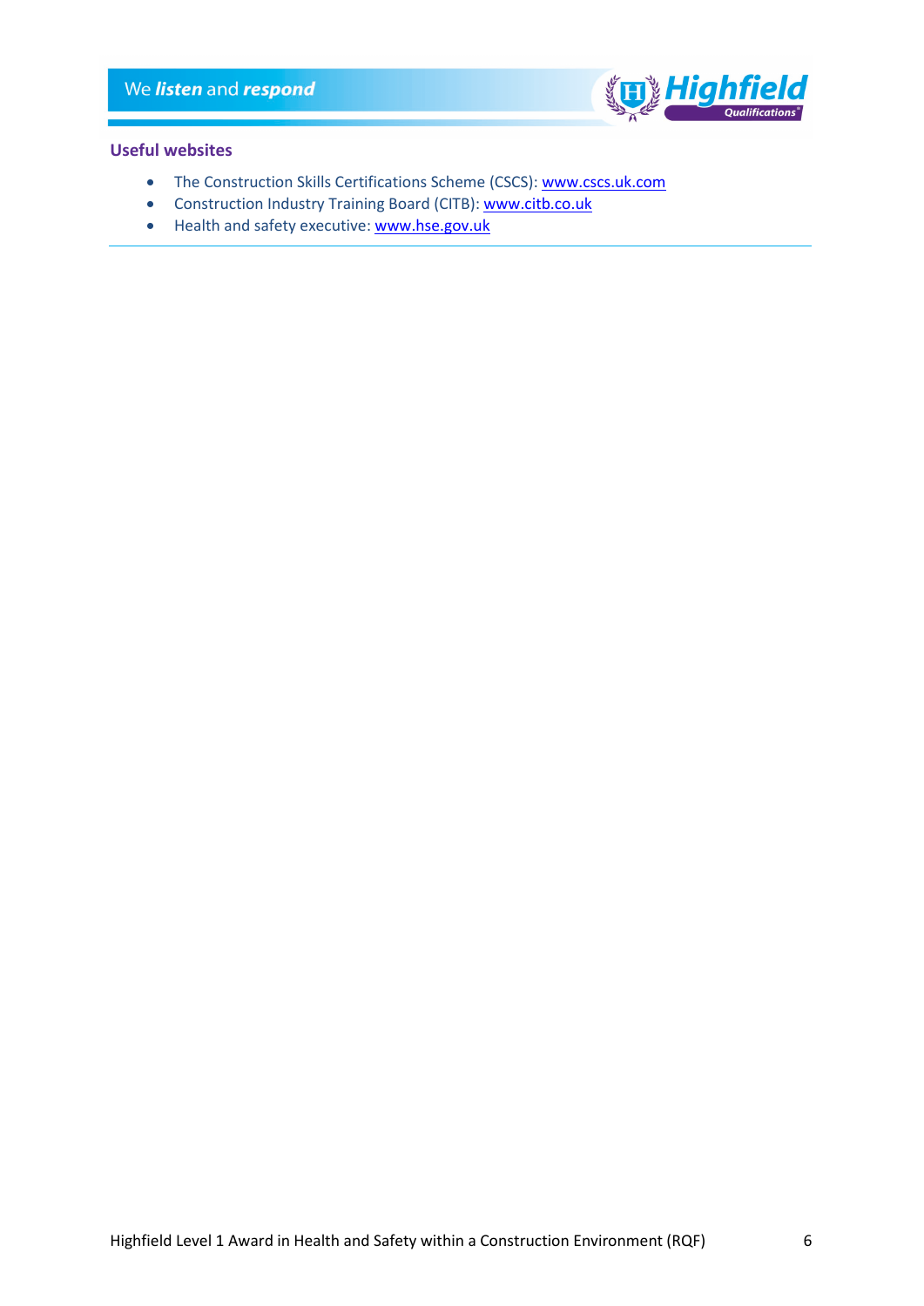### Useful websites

- The Construction Skills Certifications Scheme (CSCS): www.cscs.uk.com
- Construction Industry Training Board (CITB): www.citb.co.uk
- Health and safety executive: www.hse.gov.uk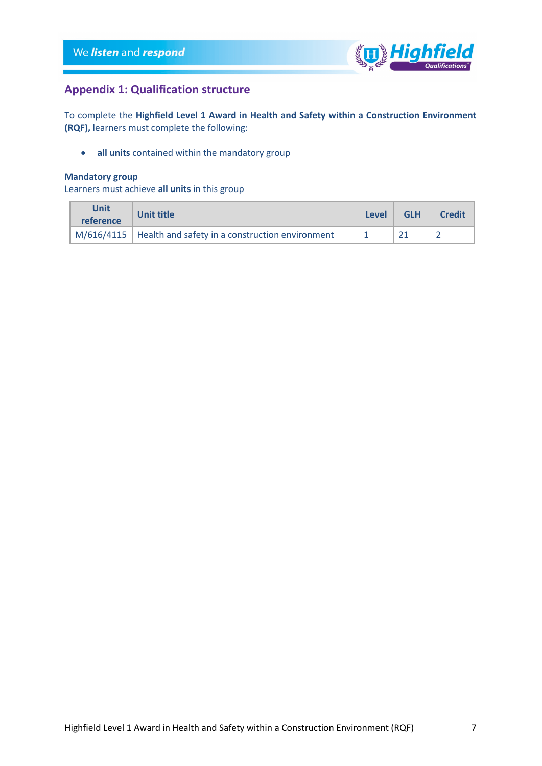## Appendix 1: Qualification structure

To complete the **Highfield Level 1 Award in Health and Safety within a Construction Environment (RQF),** learners must complete the following:

- **all units** contained within the mandatory group

**Mandatory group**
Learners must achieve **all units** in this group

| Unit reference | Unit title | Level | GLH | Credit |
|---|---|---|---|---|
| M/616/4115 | Health and safety in a construction environment | 1 | 21 | 2 |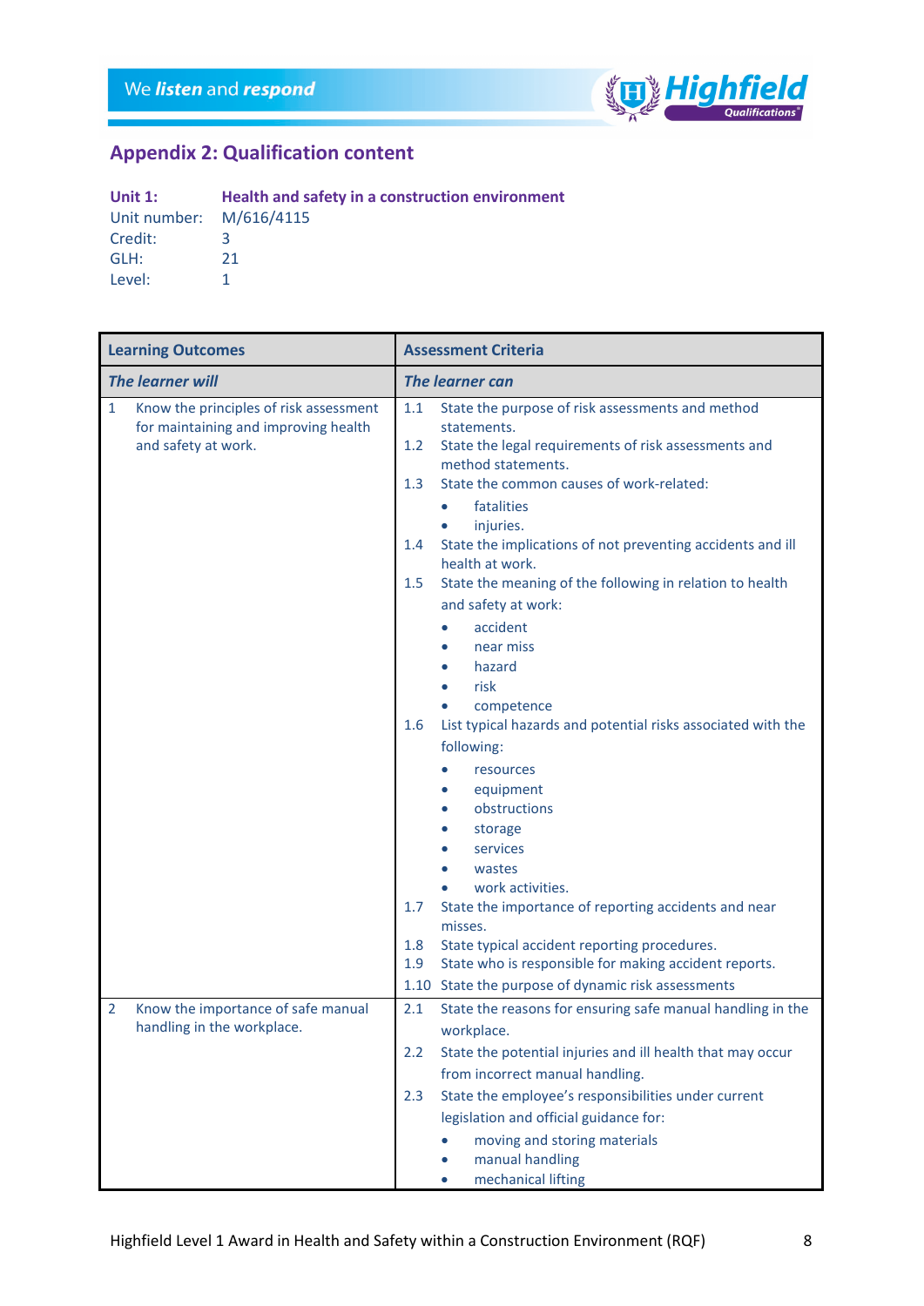## Appendix 2: Qualification content

**Unit 1: Health and safety in a construction environment**
Unit number: M/616/4115
Credit: 3
GLH: 21
Level: 1

| Learning Outcomes | Assessment Criteria |
|---|---|
| ***The learner will*** | ***The learner can*** |
| 1 Know the principles of risk assessment for maintaining and improving health and safety at work. | 1.1 State the purpose of risk assessments and method statements.<br>1.2 State the legal requirements of risk assessments and method statements.<br>1.3 State the common causes of work-related:<br>• fatalities<br>• injuries.<br>1.4 State the implications of not preventing accidents and ill health at work.<br>1.5 State the meaning of the following in relation to health and safety at work:<br>• accident<br>• near miss<br>• hazard<br>• risk<br>• competence<br>1.6 List typical hazards and potential risks associated with the following:<br>• resources<br>• equipment<br>• obstructions<br>• storage<br>• services<br>• wastes<br>• work activities.<br>1.7 State the importance of reporting accidents and near misses.<br>1.8 State typical accident reporting procedures.<br>1.9 State who is responsible for making accident reports.<br>1.10 State the purpose of dynamic risk assessments |
| 2 Know the importance of safe manual handling in the workplace. | 2.1 State the reasons for ensuring safe manual handling in the workplace.<br>2.2 State the potential injuries and ill health that may occur from incorrect manual handling.<br>2.3 State the employee's responsibilities under current legislation and official guidance for:<br>• moving and storing materials<br>• manual handling<br>• mechanical lifting |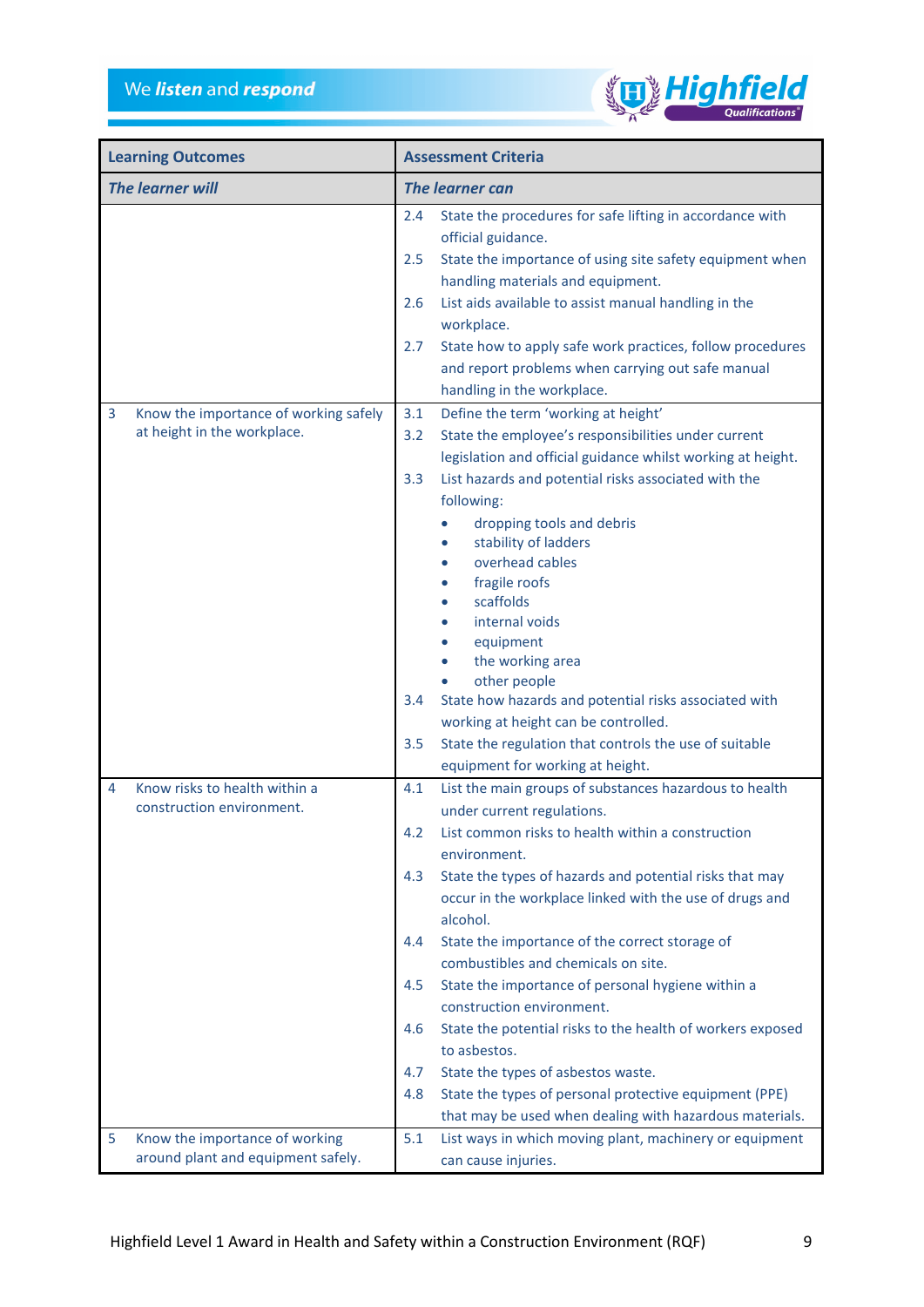| Learning Outcomes | Assessment Criteria |
|---|---|
| ***The learner will*** | ***The learner can*** |
| | 2.4 State the procedures for safe lifting in accordance with official guidance.<br>2.5 State the importance of using site safety equipment when handling materials and equipment.<br>2.6 List aids available to assist manual handling in the workplace.<br>2.7 State how to apply safe work practices, follow procedures and report problems when carrying out safe manual handling in the workplace. |
| 3 Know the importance of working safely at height in the workplace. | 3.1 Define the term 'working at height'<br>3.2 State the employee's responsibilities under current legislation and official guidance whilst working at height.<br>3.3 List hazards and potential risks associated with the following:<br>• dropping tools and debris<br>• stability of ladders<br>• overhead cables<br>• fragile roofs<br>• scaffolds<br>• internal voids<br>• equipment<br>• the working area<br>• other people<br>3.4 State how hazards and potential risks associated with working at height can be controlled.<br>3.5 State the regulation that controls the use of suitable equipment for working at height. |
| 4 Know risks to health within a construction environment. | 4.1 List the main groups of substances hazardous to health under current regulations.<br>4.2 List common risks to health within a construction environment.<br>4.3 State the types of hazards and potential risks that may occur in the workplace linked with the use of drugs and alcohol.<br>4.4 State the importance of the correct storage of combustibles and chemicals on site.<br>4.5 State the importance of personal hygiene within a construction environment.<br>4.6 State the potential risks to the health of workers exposed to asbestos.<br>4.7 State the types of asbestos waste.<br>4.8 State the types of personal protective equipment (PPE) that may be used when dealing with hazardous materials. |
| 5 Know the importance of working around plant and equipment safely. | 5.1 List ways in which moving plant, machinery or equipment can cause injuries. |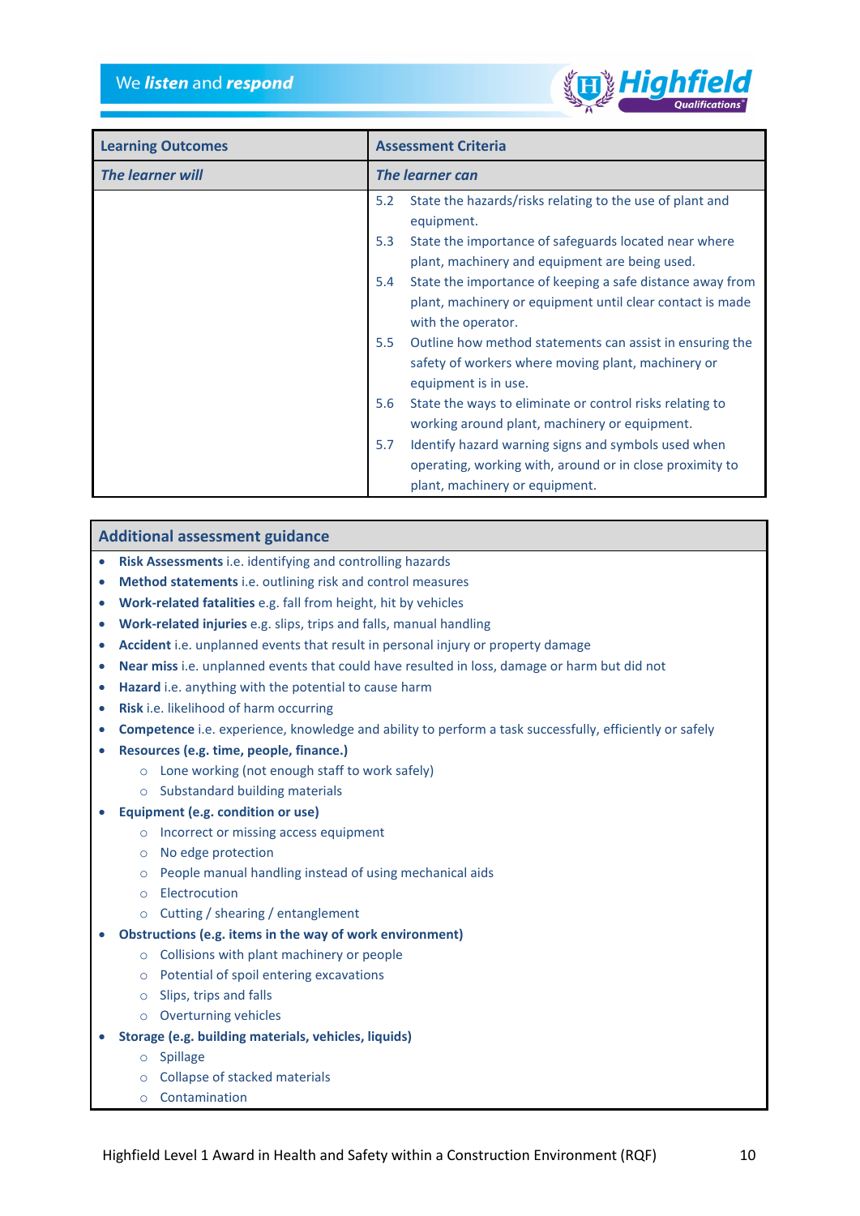| Learning Outcomes | Assessment Criteria |
| --- | --- |
| *The learner will* | *The learner can* |
| | 5.2 State the hazards/risks relating to the use of plant and equipment.<br>5.3 State the importance of safeguards located near where plant, machinery and equipment are being used.<br>5.4 State the importance of keeping a safe distance away from plant, machinery or equipment until clear contact is made with the operator.<br>5.5 Outline how method statements can assist in ensuring the safety of workers where moving plant, machinery or equipment is in use.<br>5.6 State the ways to eliminate or control risks relating to working around plant, machinery or equipment.<br>5.7 Identify hazard warning signs and symbols used when operating, working with, around or in close proximity to plant, machinery or equipment. |

## Additional assessment guidance

- **Risk Assessments** i.e. identifying and controlling hazards
- **Method statements** i.e. outlining risk and control measures
- **Work-related fatalities** e.g. fall from height, hit by vehicles
- **Work-related injuries** e.g. slips, trips and falls, manual handling
- **Accident** i.e. unplanned events that result in personal injury or property damage
- **Near miss** i.e. unplanned events that could have resulted in loss, damage or harm but did not
- **Hazard** i.e. anything with the potential to cause harm
- **Risk** i.e. likelihood of harm occurring
- **Competence** i.e. experience, knowledge and ability to perform a task successfully, efficiently or safely
- **Resources (e.g. time, people, finance.)**
  - Lone working (not enough staff to work safely)
  - Substandard building materials
- **Equipment (e.g. condition or use)**
  - Incorrect or missing access equipment
  - No edge protection
  - People manual handling instead of using mechanical aids
  - Electrocution
  - Cutting / shearing / entanglement
- **Obstructions (e.g. items in the way of work environment)**
  - Collisions with plant machinery or people
  - Potential of spoil entering excavations
  - Slips, trips and falls
  - Overturning vehicles
- **Storage (e.g. building materials, vehicles, liquids)**
  - Spillage
  - Collapse of stacked materials
  - Contamination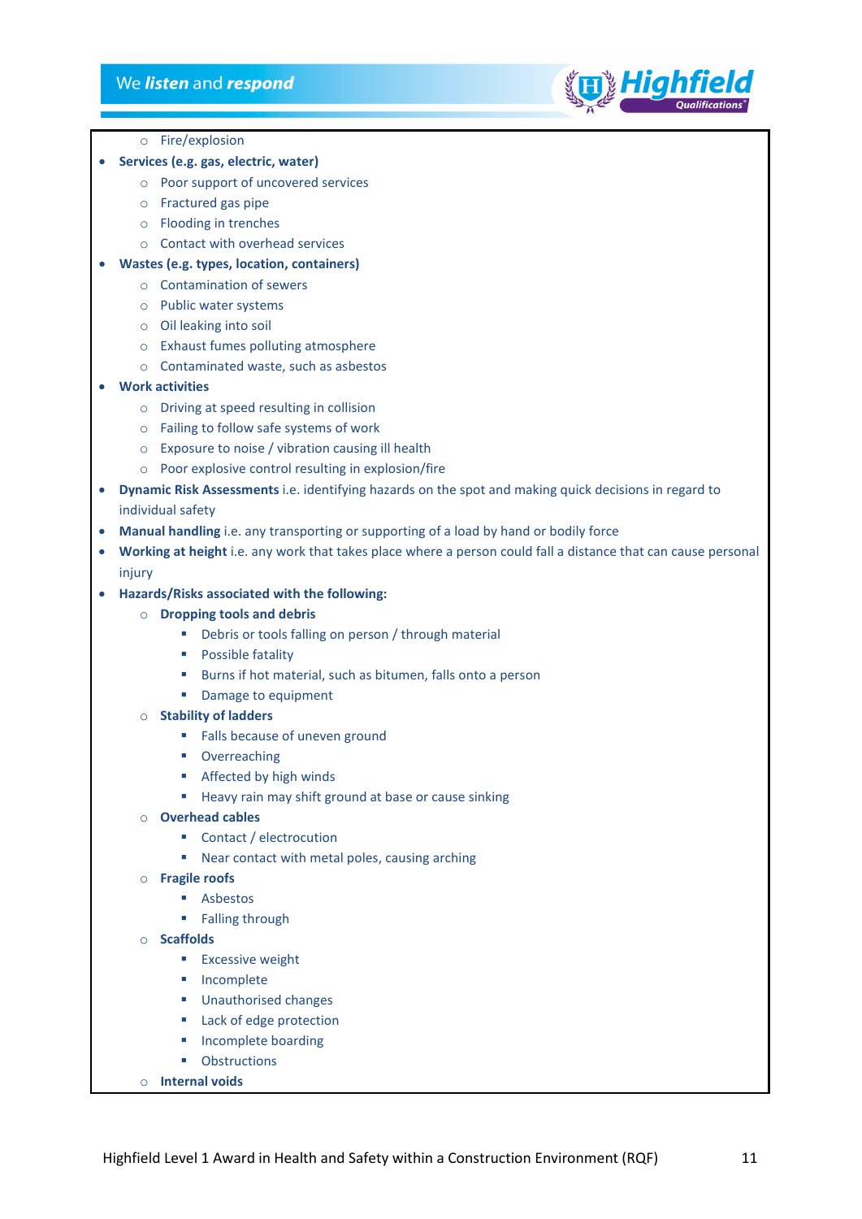- Fire/explosion
- **Services (e.g. gas, electric, water)**
  - Poor support of uncovered services
  - Fractured gas pipe
  - Flooding in trenches
  - Contact with overhead services
- **Wastes (e.g. types, location, containers)**
  - Contamination of sewers
  - Public water systems
  - Oil leaking into soil
  - Exhaust fumes polluting atmosphere
  - Contaminated waste, such as asbestos
- **Work activities**
  - Driving at speed resulting in collision
  - Failing to follow safe systems of work
  - Exposure to noise / vibration causing ill health
  - Poor explosive control resulting in explosion/fire
- **Dynamic Risk Assessments** i.e. identifying hazards on the spot and making quick decisions in regard to individual safety
- **Manual handling** i.e. any transporting or supporting of a load by hand or bodily force
- **Working at height** i.e. any work that takes place where a person could fall a distance that can cause personal injury
- **Hazards/Risks associated with the following:**
  - **Dropping tools and debris**
    - Debris or tools falling on person / through material
    - Possible fatality
    - Burns if hot material, such as bitumen, falls onto a person
    - Damage to equipment
  - **Stability of ladders**
    - Falls because of uneven ground
    - Overreaching
    - Affected by high winds
    - Heavy rain may shift ground at base or cause sinking
  - **Overhead cables**
    - Contact / electrocution
    - Near contact with metal poles, causing arching
  - **Fragile roofs**
    - Asbestos
    - Falling through
  - **Scaffolds**
    - Excessive weight
    - Incomplete
    - Unauthorised changes
    - Lack of edge protection
    - Incomplete boarding
    - Obstructions
  - **Internal voids**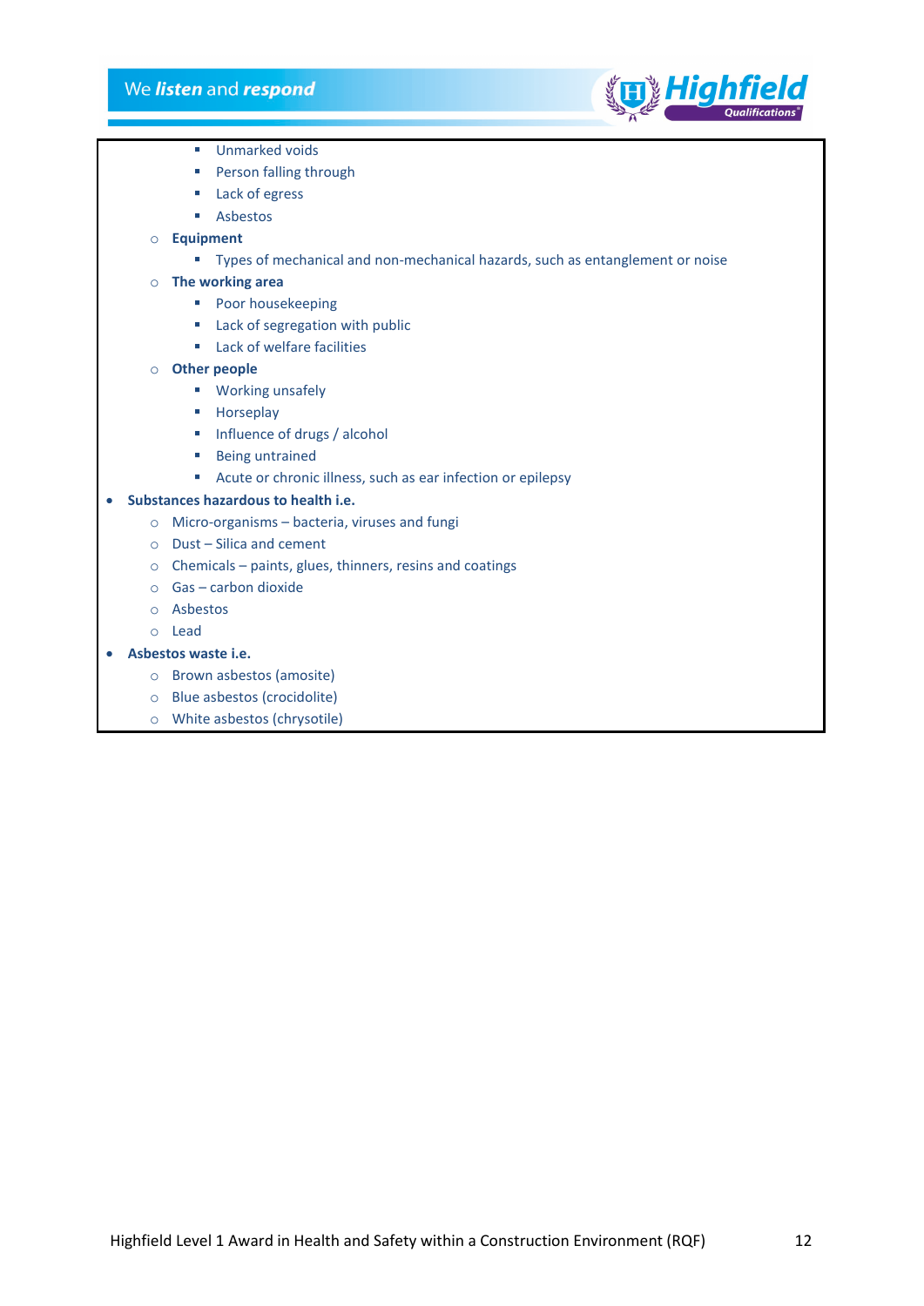- Unmarked voids
    - Person falling through
    - Lack of egress
    - Asbestos
  - **Equipment**
    - Types of mechanical and non-mechanical hazards, such as entanglement or noise
  - **The working area**
    - Poor housekeeping
    - Lack of segregation with public
    - Lack of welfare facilities
  - **Other people**
    - Working unsafely
    - Horseplay
    - Influence of drugs / alcohol
    - Being untrained
    - Acute or chronic illness, such as ear infection or epilepsy
- **Substances hazardous to health i.e.**
  - Micro-organisms – bacteria, viruses and fungi
  - Dust – Silica and cement
  - Chemicals – paints, glues, thinners, resins and coatings
  - Gas – carbon dioxide
  - Asbestos
  - Lead
- **Asbestos waste i.e.**
  - Brown asbestos (amosite)
  - Blue asbestos (crocidolite)
  - White asbestos (chrysotile)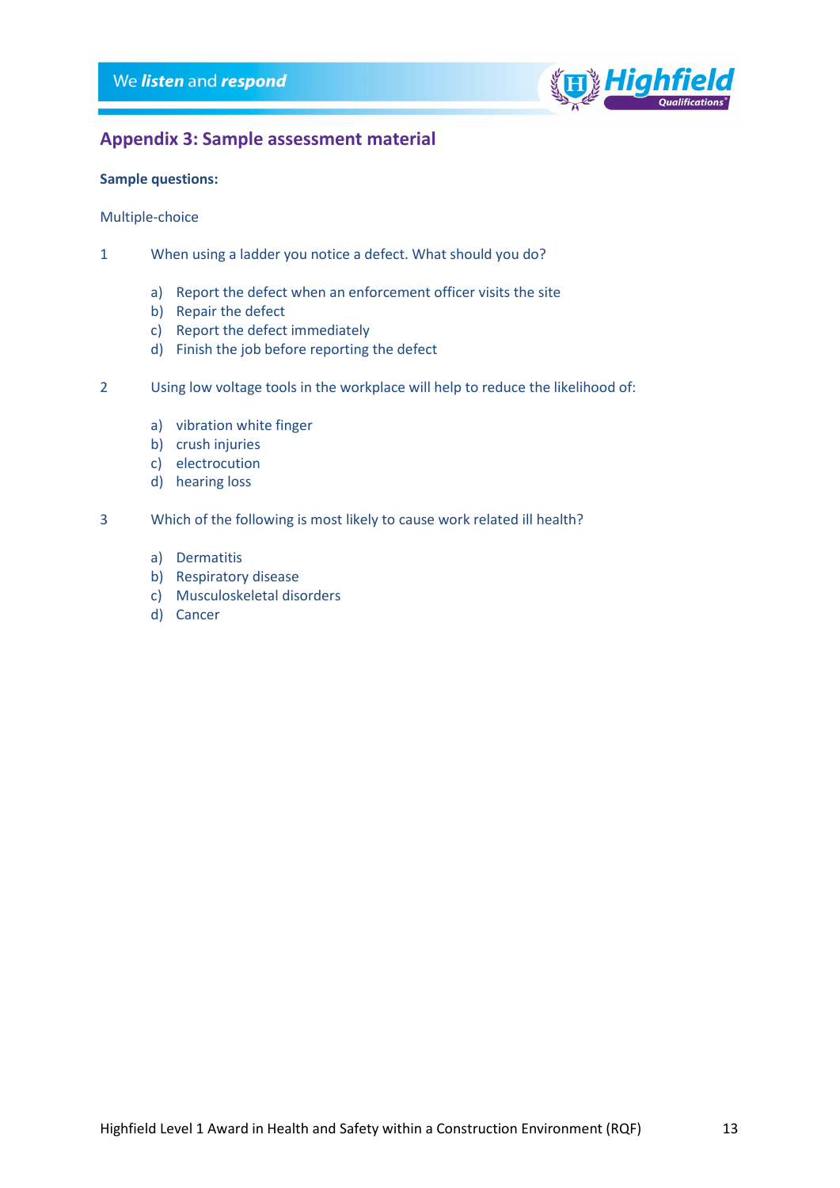## Appendix 3: Sample assessment material

**Sample questions:**

Multiple-choice

1 When using a ladder you notice a defect. What should you do?

   a) Report the defect when an enforcement officer visits the site
   b) Repair the defect
   c) Report the defect immediately
   d) Finish the job before reporting the defect

2 Using low voltage tools in the workplace will help to reduce the likelihood of:

   a) vibration white finger
   b) crush injuries
   c) electrocution
   d) hearing loss

3 Which of the following is most likely to cause work related ill health?

   a) Dermatitis
   b) Respiratory disease
   c) Musculoskeletal disorders
   d) Cancer